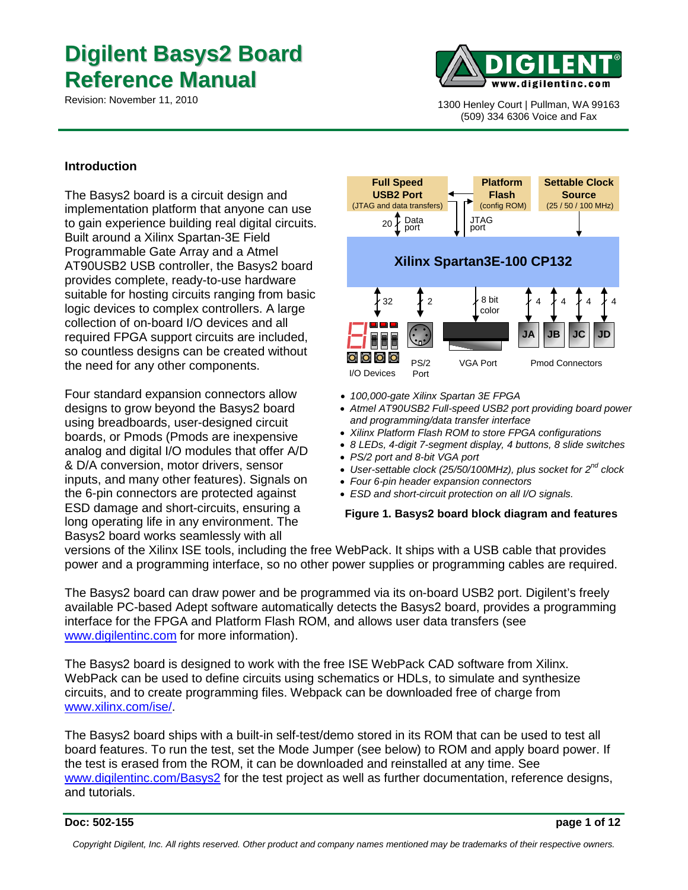# Digilent Basys2 Board Reference Manual

Revision: November 11, 2010

1300 Henley Court | Pullman, WA 99163
(509) 334 6306 Voice and Fax

## Introduction

The Basys2 board is a circuit design and implementation platform that anyone can use to gain experience building real digital circuits. Built around a Xilinx Spartan-3E Field Programmable Gate Array and a Atmel AT90USB2 USB controller, the Basys2 board provides complete, ready-to-use hardware suitable for hosting circuits ranging from basic logic devices to complex controllers. A large collection of on-board I/O devices and all required FPGA support circuits are included, so countless designs can be created without the need for any other components.

Four standard expansion connectors allow designs to grow beyond the Basys2 board using breadboards, user-designed circuit boards, or Pmods (Pmods are inexpensive analog and digital I/O modules that offer A/D & D/A conversion, motor drivers, sensor inputs, and many other features). Signals on the 6-pin connectors are protected against ESD damage and short-circuits, ensuring a long operating life in any environment. The Basys2 board works seamlessly with all versions of the Xilinx ISE tools, including the free WebPack. It ships with a USB cable that provides power and a programming interface, so no other power supplies or programming cables are required.

Full Speed USB2 Port (JTAG and data transfers) | Platform Flash (config ROM) | Settable Clock Source (25 / 50 / 100 MHz)

20 Data port | JTAG port

Xilinx Spartan3E-100 CP132

32 | 2 | 8 bit color | 4 | 4 | 4 | 4

I/O Devices | PS/2 Port | VGA Port | Pmod Connectors (JA, JB, JC, JD)

- *100,000-gate Xilinx Spartan 3E FPGA*
- *Atmel AT90USB2 Full-speed USB2 port providing board power and programming/data transfer interface*
- *Xilinx Platform Flash ROM to store FPGA configurations*
- *8 LEDs, 4-digit 7-segment display, 4 buttons, 8 slide switches*
- *PS/2 port and 8-bit VGA port*
- *User-settable clock (25/50/100MHz), plus socket for 2nd clock*
- *Four 6-pin header expansion connectors*
- *ESD and short-circuit protection on all I/O signals.*

**Figure 1. Basys2 board block diagram and features**

The Basys2 board can draw power and be programmed via its on-board USB2 port. Digilent's freely available PC-based Adept software automatically detects the Basys2 board, provides a programming interface for the FPGA and Platform Flash ROM, and allows user data transfers (see www.digilentinc.com for more information).

The Basys2 board is designed to work with the free ISE WebPack CAD software from Xilinx. WebPack can be used to define circuits using schematics or HDLs, to simulate and synthesize circuits, and to create programming files. Webpack can be downloaded free of charge from www.xilinx.com/ise/.

The Basys2 board ships with a built-in self-test/demo stored in its ROM that can be used to test all board features. To run the test, set the Mode Jumper (see below) to ROM and apply board power. If the test is erased from the ROM, it can be downloaded and reinstalled at any time. See www.digilentinc.com/Basys2 for the test project as well as further documentation, reference designs, and tutorials.

Doc: 502-155

*Copyright Digilent, Inc. All rights reserved. Other product and company names mentioned may be trademarks of their respective owners.*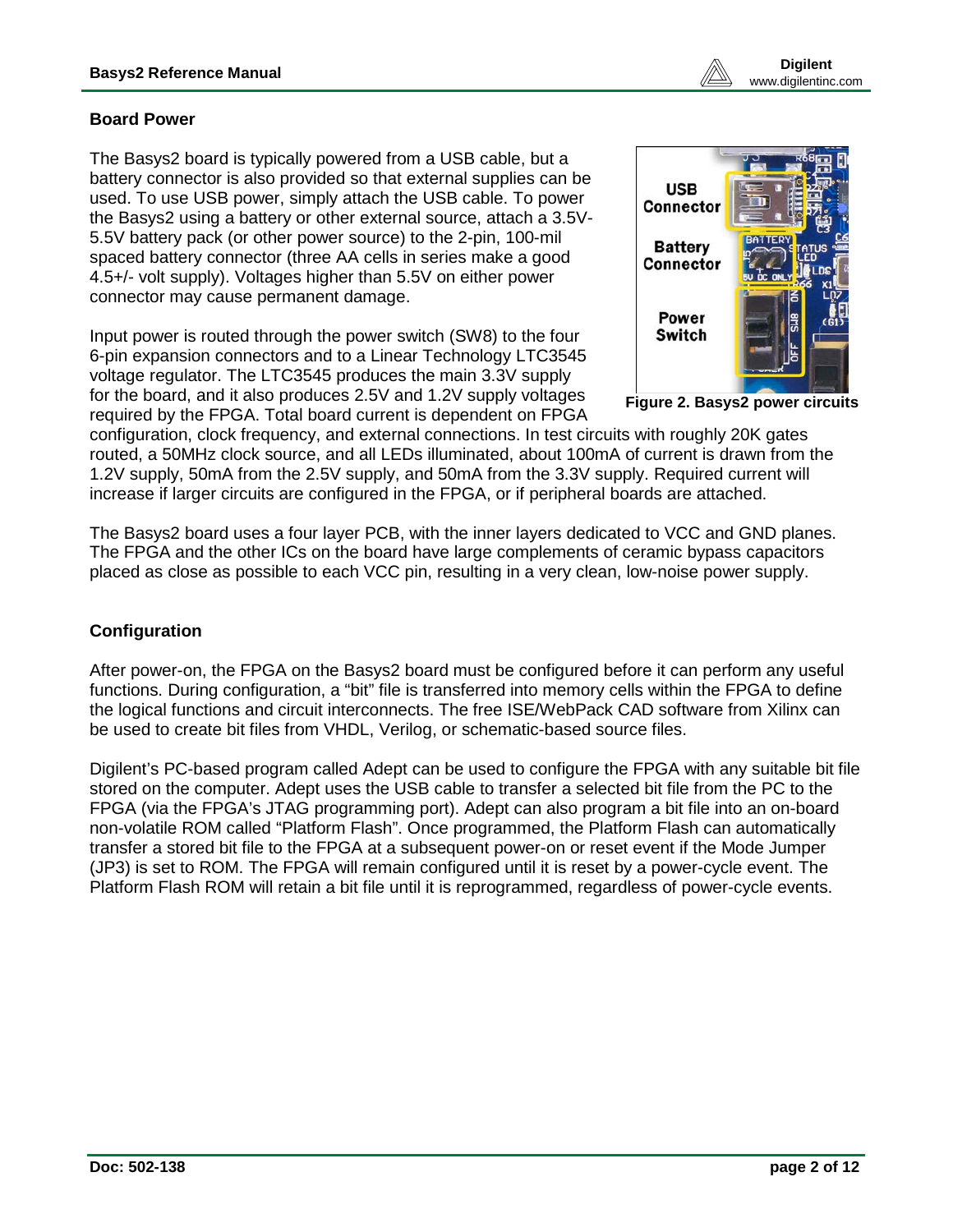## Board Power

The Basys2 board is typically powered from a USB cable, but a battery connector is also provided so that external supplies can be used. To use USB power, simply attach the USB cable. To power the Basys2 using a battery or other external source, attach a 3.5V-5.5V battery pack (or other power source) to the 2-pin, 100-mil spaced battery connector (three AA cells in series make a good 4.5+/- volt supply). Voltages higher than 5.5V on either power connector may cause permanent damage.

Input power is routed through the power switch (SW8) to the four 6-pin expansion connectors and to a Linear Technology LTC3545 voltage regulator. The LTC3545 produces the main 3.3V supply for the board, and it also produces 2.5V and 1.2V supply voltages required by the FPGA. Total board current is dependent on FPGA configuration, clock frequency, and external connections. In test circuits with roughly 20K gates routed, a 50MHz clock source, and all LEDs illuminated, about 100mA of current is drawn from the 1.2V supply, 50mA from the 2.5V supply, and 50mA from the 3.3V supply. Required current will increase if larger circuits are configured in the FPGA, or if peripheral boards are attached.

**Figure 2. Basys2 power circuits**

The Basys2 board uses a four layer PCB, with the inner layers dedicated to VCC and GND planes. The FPGA and the other ICs on the board have large complements of ceramic bypass capacitors placed as close as possible to each VCC pin, resulting in a very clean, low-noise power supply.

## Configuration

After power-on, the FPGA on the Basys2 board must be configured before it can perform any useful functions. During configuration, a "bit" file is transferred into memory cells within the FPGA to define the logical functions and circuit interconnects. The free ISE/WebPack CAD software from Xilinx can be used to create bit files from VHDL, Verilog, or schematic-based source files.

Digilent's PC-based program called Adept can be used to configure the FPGA with any suitable bit file stored on the computer. Adept uses the USB cable to transfer a selected bit file from the PC to the FPGA (via the FPGA's JTAG programming port). Adept can also program a bit file into an on-board non-volatile ROM called "Platform Flash". Once programmed, the Platform Flash can automatically transfer a stored bit file to the FPGA at a subsequent power-on or reset event if the Mode Jumper (JP3) is set to ROM. The FPGA will remain configured until it is reset by a power-cycle event. The Platform Flash ROM will retain a bit file until it is reprogrammed, regardless of power-cycle events.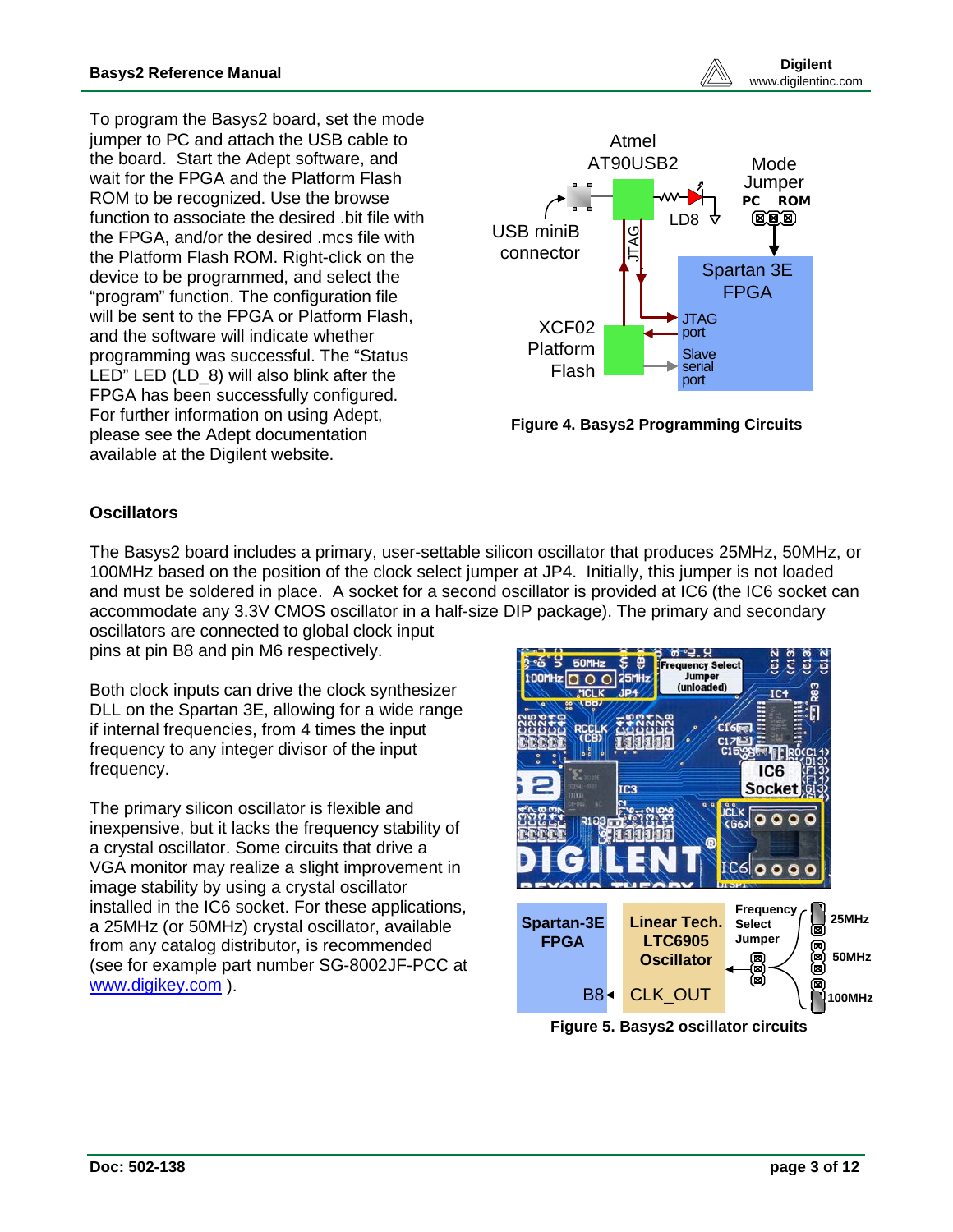To program the Basys2 board, set the mode jumper to PC and attach the USB cable to the board. Start the Adept software, and wait for the FPGA and the Platform Flash ROM to be recognized. Use the browse function to associate the desired .bit file with the FPGA, and/or the desired .mcs file with the Platform Flash ROM. Right-click on the device to be programmed, and select the "program" function. The configuration file will be sent to the FPGA or Platform Flash, and the software will indicate whether programming was successful. The "Status LED" LED (LD_8) will also blink after the FPGA has been successfully configured. For further information on using Adept, please see the Adept documentation available at the Digilent website.

**Figure 4. Basys2 Programming Circuits**

### Oscillators

The Basys2 board includes a primary, user-settable silicon oscillator that produces 25MHz, 50MHz, or 100MHz based on the position of the clock select jumper at JP4. Initially, this jumper is not loaded and must be soldered in place. A socket for a second oscillator is provided at IC6 (the IC6 socket can accommodate any 3.3V CMOS oscillator in a half-size DIP package). The primary and secondary oscillators are connected to global clock input pins at pin B8 and pin M6 respectively.

Both clock inputs can drive the clock synthesizer DLL on the Spartan 3E, allowing for a wide range if internal frequencies, from 4 times the input frequency to any integer divisor of the input frequency.

The primary silicon oscillator is flexible and inexpensive, but it lacks the frequency stability of a crystal oscillator. Some circuits that drive a VGA monitor may realize a slight improvement in image stability by using a crystal oscillator installed in the IC6 socket. For these applications, a 25MHz (or 50MHz) crystal oscillator, available from any catalog distributor, is recommended (see for example part number SG-8002JF-PCC at www.digikey.com ).

**Figure 5. Basys2 oscillator circuits**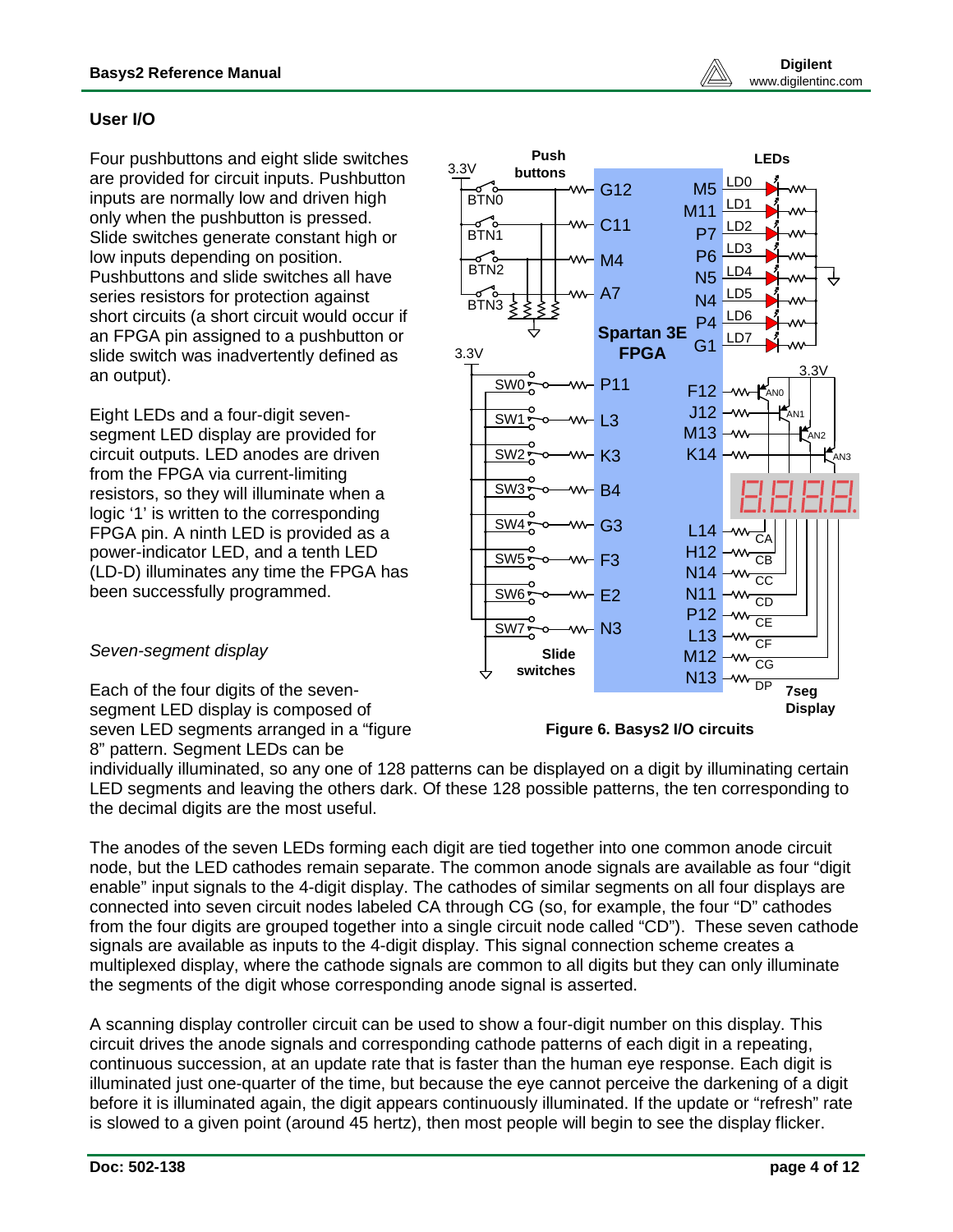## User I/O

Four pushbuttons and eight slide switches are provided for circuit inputs. Pushbutton inputs are normally low and driven high only when the pushbutton is pressed. Slide switches generate constant high or low inputs depending on position. Pushbuttons and slide switches all have series resistors for protection against short circuits (a short circuit would occur if an FPGA pin assigned to a pushbutton or slide switch was inadvertently defined as an output).

Eight LEDs and a four-digit seven-segment LED display are provided for circuit outputs. LED anodes are driven from the FPGA via current-limiting resistors, so they will illuminate when a logic '1' is written to the corresponding FPGA pin. A ninth LED is provided as a power-indicator LED, and a tenth LED (LD-D) illuminates any time the FPGA has been successfully programmed.

Figure 6. Basys2 I/O circuits

### *Seven-segment display*

Each of the four digits of the seven-segment LED display is composed of seven LED segments arranged in a "figure 8" pattern. Segment LEDs can be individually illuminated, so any one of 128 patterns can be displayed on a digit by illuminating certain LED segments and leaving the others dark. Of these 128 possible patterns, the ten corresponding to the decimal digits are the most useful.

The anodes of the seven LEDs forming each digit are tied together into one common anode circuit node, but the LED cathodes remain separate. The common anode signals are available as four "digit enable" input signals to the 4-digit display. The cathodes of similar segments on all four displays are connected into seven circuit nodes labeled CA through CG (so, for example, the four "D" cathodes from the four digits are grouped together into a single circuit node called "CD"). These seven cathode signals are available as inputs to the 4-digit display. This signal connection scheme creates a multiplexed display, where the cathode signals are common to all digits but they can only illuminate the segments of the digit whose corresponding anode signal is asserted.

A scanning display controller circuit can be used to show a four-digit number on this display. This circuit drives the anode signals and corresponding cathode patterns of each digit in a repeating, continuous succession, at an update rate that is faster than the human eye response. Each digit is illuminated just one-quarter of the time, but because the eye cannot perceive the darkening of a digit before it is illuminated again, the digit appears continuously illuminated. If the update or "refresh" rate is slowed to a given point (around 45 hertz), then most people will begin to see the display flicker.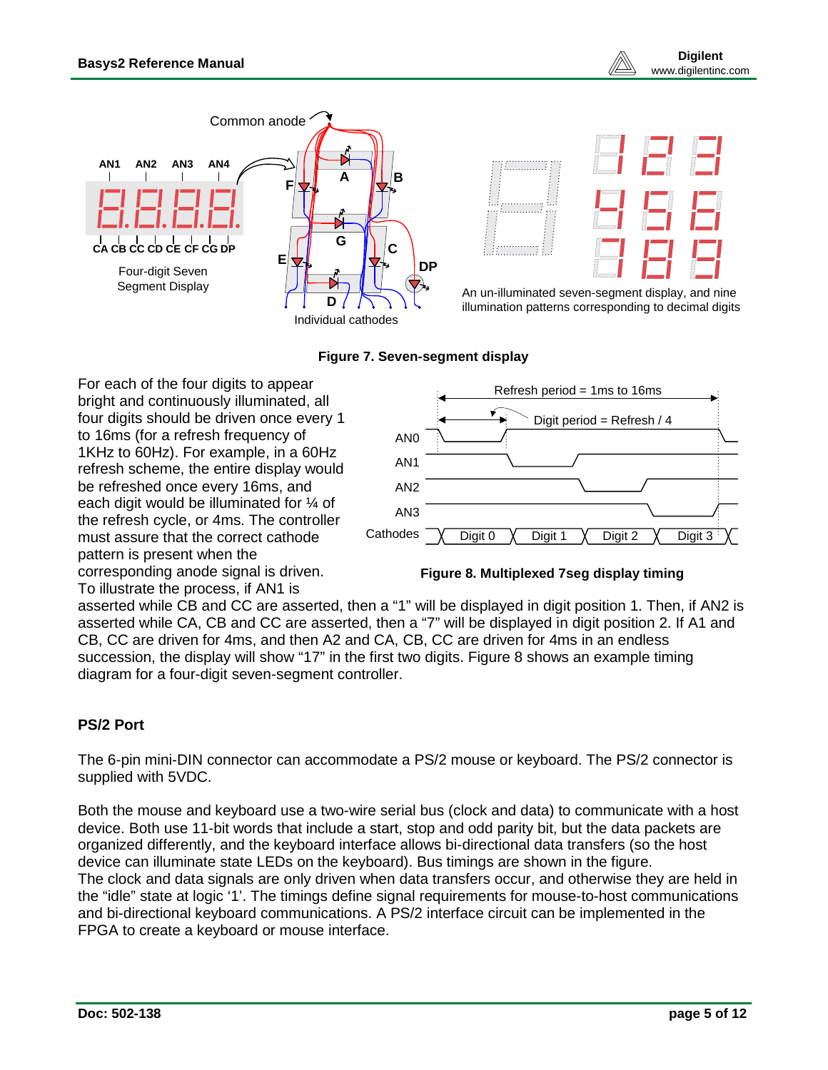Figure 7. Seven-segment display

For each of the four digits to appear bright and continuously illuminated, all four digits should be driven once every 1 to 16ms (for a refresh frequency of 1KHz to 60Hz). For example, in a 60Hz refresh scheme, the entire display would be refreshed once every 16ms, and each digit would be illuminated for ¼ of the refresh cycle, or 4ms. The controller must assure that the correct cathode pattern is present when the corresponding anode signal is driven. To illustrate the process, if AN1 is asserted while CB and CC are asserted, then a "1" will be displayed in digit position 1. Then, if AN2 is asserted while CA, CB and CC are asserted, then a "7" will be displayed in digit position 2. If A1 and CB, CC are driven for 4ms, and then A2 and CA, CB, CC are driven for 4ms in an endless succession, the display will show "17" in the first two digits. Figure 8 shows an example timing diagram for a four-digit seven-segment controller.

Figure 8. Multiplexed 7seg display timing

## PS/2 Port

The 6-pin mini-DIN connector can accommodate a PS/2 mouse or keyboard. The PS/2 connector is supplied with 5VDC.

Both the mouse and keyboard use a two-wire serial bus (clock and data) to communicate with a host device. Both use 11-bit words that include a start, stop and odd parity bit, but the data packets are organized differently, and the keyboard interface allows bi-directional data transfers (so the host device can illuminate state LEDs on the keyboard). Bus timings are shown in the figure.
The clock and data signals are only driven when data transfers occur, and otherwise they are held in the "idle" state at logic '1'. The timings define signal requirements for mouse-to-host communications and bi-directional keyboard communications. A PS/2 interface circuit can be implemented in the FPGA to create a keyboard or mouse interface.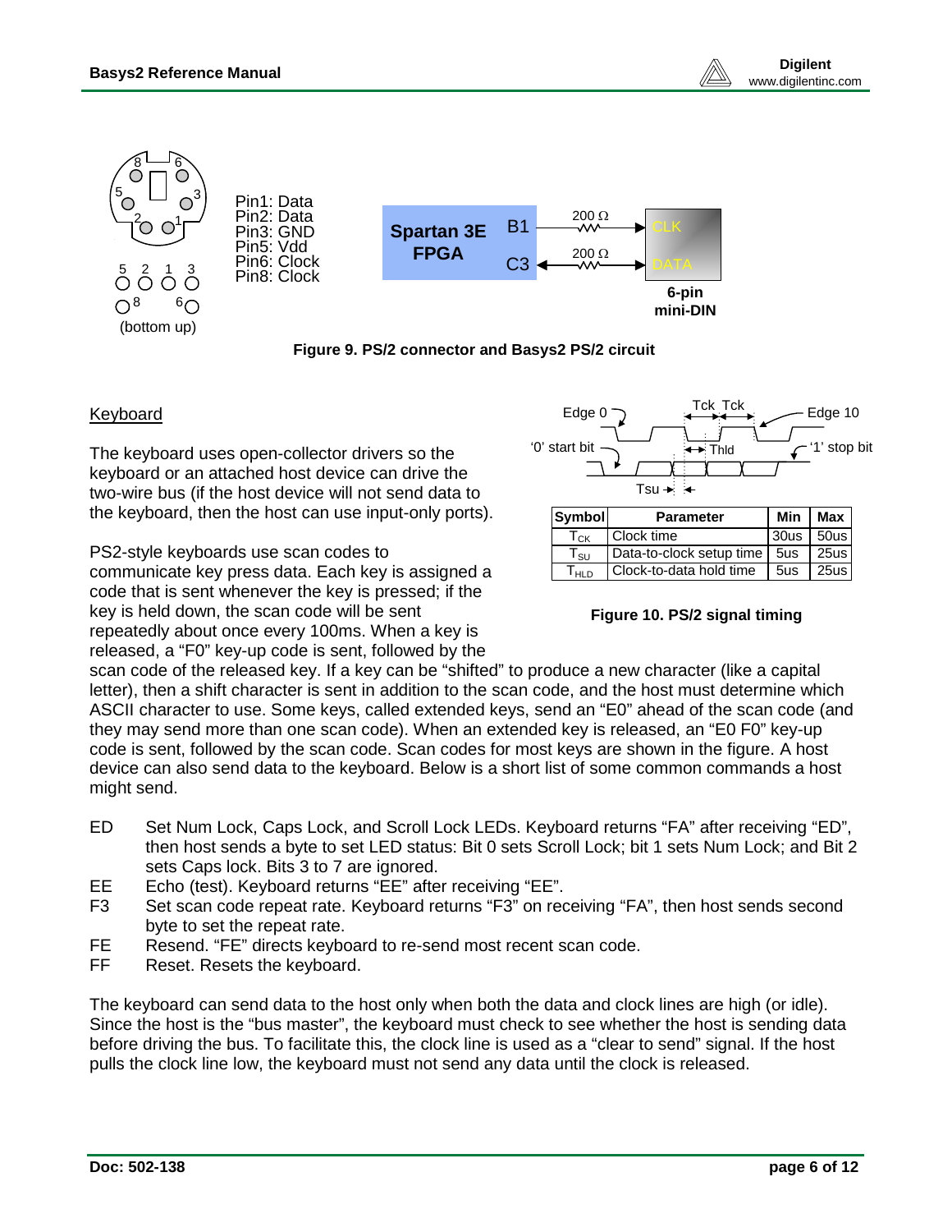Pin1: Data
Pin2: Data
Pin3: GND
Pin5: Vdd
Pin6: Clock
Pin8: Clock

Figure 9. PS/2 connector and Basys2 PS/2 circuit

## Keyboard

The keyboard uses open-collector drivers so the keyboard or an attached host device can drive the two-wire bus (if the host device will not send data to the keyboard, then the host can use input-only ports).

PS2-style keyboards use scan codes to communicate key press data. Each key is assigned a code that is sent whenever the key is pressed; if the key is held down, the scan code will be sent repeatedly about once every 100ms. When a key is released, a "F0" key-up code is sent, followed by the scan code of the released key. If a key can be "shifted" to produce a new character (like a capital letter), then a shift character is sent in addition to the scan code, and the host must determine which ASCII character to use. Some keys, called extended keys, send an "E0" ahead of the scan code (and they may send more than one scan code). When an extended key is released, an "E0 F0" key-up code is sent, followed by the scan code. Scan codes for most keys are shown in the figure. A host device can also send data to the keyboard. Below is a short list of some common commands a host might send.

| Symbol | Parameter | Min | Max |
| --- | --- | --- | --- |
| $T_{CK}$ | Clock time | 30us | 50us |
| $T_{SU}$ | Data-to-clock setup time | 5us | 25us |
| $T_{HLD}$ | Clock-to-data hold time | 5us | 25us |

Figure 10. PS/2 signal timing

- ED Set Num Lock, Caps Lock, and Scroll Lock LEDs. Keyboard returns "FA" after receiving "ED", then host sends a byte to set LED status: Bit 0 sets Scroll Lock; bit 1 sets Num Lock; and Bit 2 sets Caps lock. Bits 3 to 7 are ignored.
- EE Echo (test). Keyboard returns "EE" after receiving "EE".
- F3 Set scan code repeat rate. Keyboard returns "F3" on receiving "FA", then host sends second byte to set the repeat rate.
- FE Resend. "FE" directs keyboard to re-send most recent scan code.
- FF Reset. Resets the keyboard.

The keyboard can send data to the host only when both the data and clock lines are high (or idle). Since the host is the "bus master", the keyboard must check to see whether the host is sending data before driving the bus. To facilitate this, the clock line is used as a "clear to send" signal. If the host pulls the clock line low, the keyboard must not send any data until the clock is released.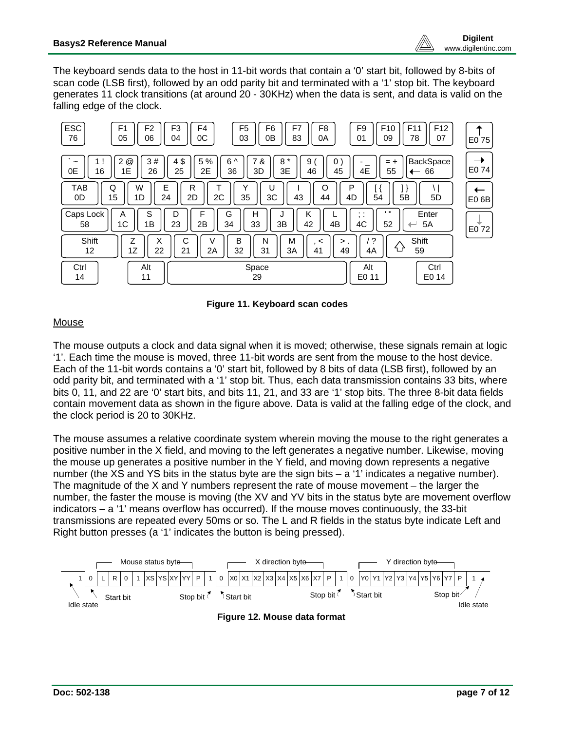The keyboard sends data to the host in 11-bit words that contain a '0' start bit, followed by 8-bits of scan code (LSB first), followed by an odd parity bit and terminated with a '1' stop bit. The keyboard generates 11 clock transitions (at around 20 - 30KHz) when the data is sent, and data is valid on the falling edge of the clock.

| Key | Code | Key | Code | Key | Code | Key | Code |
|---|---|---|---|---|---|---|---|
| ESC | 76 | F1 | 05 | F2 | 06 | F3 | 04 |
| F4 | 0C | F5 | 03 | F6 | 0B | F7 | 83 |
| F8 | 0A | F9 | 01 | F10 | 09 | F11 | 78 |
| F12 | 07 | ↑ | E0 75 | ` ~ | 0E | 1 ! | 16 |
| 2 @ | 1E | 3 # | 26 | 4 $ | 25 | 5 % | 2E |
| 6 ^ | 36 | 7 & | 3D | 8 * | 3E | 9 ( | 46 |
| 0 ) | 45 | - _ | 4E | = + | 55 | BackSpace ← | 66 |
| → | E0 74 | TAB | 0D | Q | 15 | W | 1D |
| E | 24 | R | 2D | T | 2C | Y | 35 |
| U | 3C | I | 43 | O | 44 | P | 4D |
| [ { | 54 | ] } | 5B | \ \| | 5D | ← | E0 6B |
| Caps Lock | 58 | A | 1C | S | 1B | D | 23 |
| F | 2B | G | 34 | H | 33 | J | 3B |
| K | 42 | L | 4B | ; : | 4C | ' " | 52 |
| Enter | 5A | ↓ | E0 72 | Shift | 12 | Z | 1Z |
| X | 22 | C | 21 | V | 2A | B | 32 |
| N | 31 | M | 3A | , < | 41 | > . | 49 |
| / ? | 4A | Shift (right) | 59 | Ctrl | 14 | Alt | 11 |
| Space | 29 | Alt (right) | E0 11 | Ctrl (right) | E0 14 | | |

**Figure 11. Keyboard scan codes**

## Mouse

The mouse outputs a clock and data signal when it is moved; otherwise, these signals remain at logic '1'. Each time the mouse is moved, three 11-bit words are sent from the mouse to the host device. Each of the 11-bit words contains a '0' start bit, followed by 8 bits of data (LSB first), followed by an odd parity bit, and terminated with a '1' stop bit. Thus, each data transmission contains 33 bits, where bits 0, 11, and 22 are '0' start bits, and bits 11, 21, and 33 are '1' stop bits. The three 8-bit data fields contain movement data as shown in the figure above. Data is valid at the falling edge of the clock, and the clock period is 20 to 30KHz.

The mouse assumes a relative coordinate system wherein moving the mouse to the right generates a positive number in the X field, and moving to the left generates a negative number. Likewise, moving the mouse up generates a positive number in the Y field, and moving down represents a negative number (the XS and YS bits in the status byte are the sign bits – a '1' indicates a negative number). The magnitude of the X and Y numbers represent the rate of mouse movement – the larger the number, the faster the mouse is moving (the XV and YV bits in the status byte are movement overflow indicators – a '1' means overflow has occurred). If the mouse moves continuously, the 33-bit transmissions are repeated every 50ms or so. The L and R fields in the status byte indicate Left and Right button presses (a '1' indicates the button is being pressed).

| | Start bit | Mouse status byte | | | | | | | | | Stop bit | Start bit | X direction byte | | | | | | | | | Stop bit | Start bit | Y direction byte | | | | | | | | | Stop bit | |
|---|---|---|---|---|---|---|---|---|---|---|---|---|---|---|---|---|---|---|---|---|---|---|---|---|---|---|---|---|---|---|---|---|---|---|
| Idle state | | | | | | | | | | | | | | | | | | | | | | | | | | | | | | | | | | Idle state |
| 1 | 0 | L | R | 0 | 1 | XS | YS | XY | YY | P | 1 | 0 | X0 | X1 | X2 | X3 | X4 | X5 | X6 | X7 | P | 1 | 0 | Y0 | Y1 | Y2 | Y3 | Y4 | Y5 | Y6 | Y7 | P | 1 | |

**Figure 12. Mouse data format**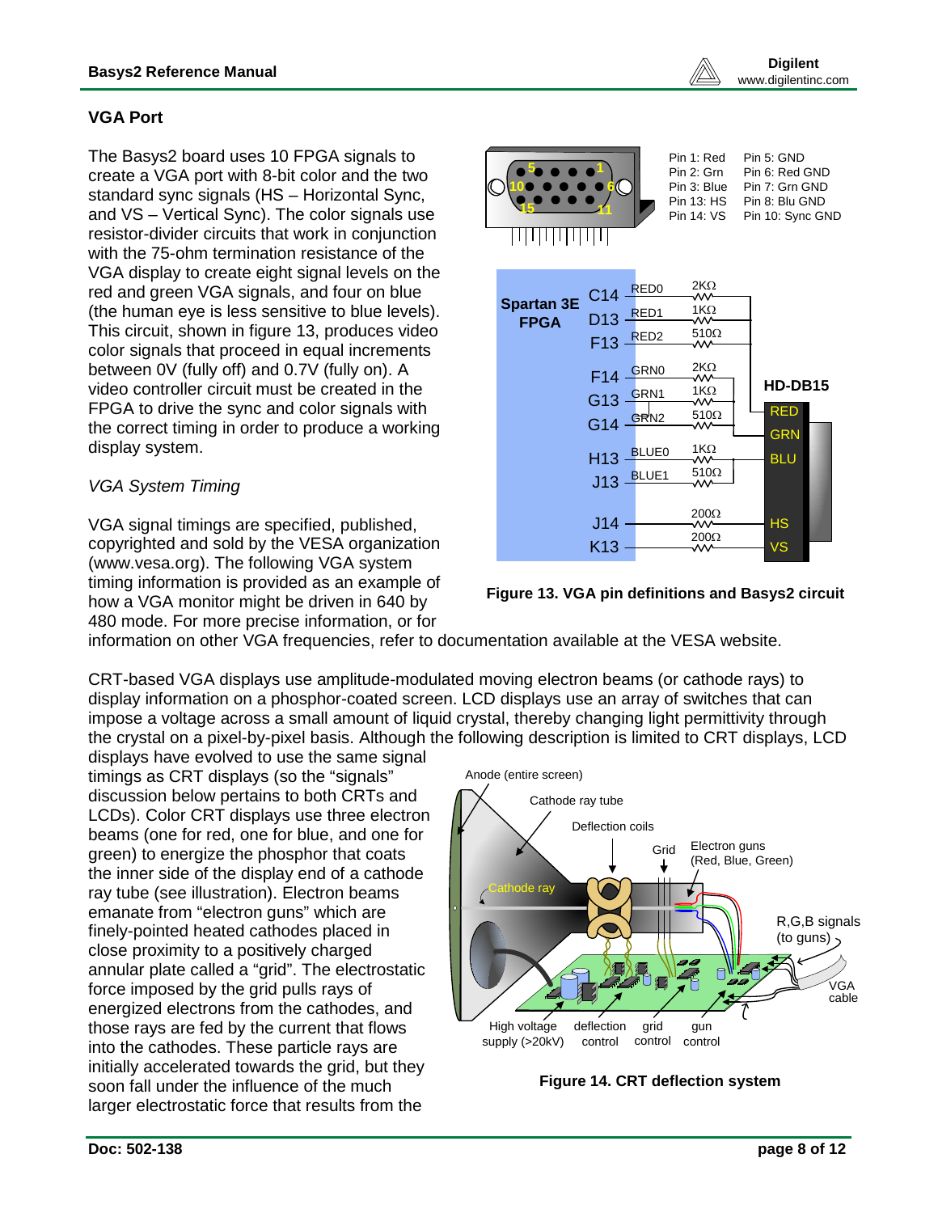## VGA Port

The Basys2 board uses 10 FPGA signals to create a VGA port with 8-bit color and the two standard sync signals (HS – Horizontal Sync, and VS – Vertical Sync). The color signals use resistor-divider circuits that work in conjunction with the 75-ohm termination resistance of the VGA display to create eight signal levels on the red and green VGA signals, and four on blue (the human eye is less sensitive to blue levels). This circuit, shown in figure 13, produces video color signals that proceed in equal increments between 0V (fully off) and 0.7V (fully on). A video controller circuit must be created in the FPGA to drive the sync and color signals with the correct timing in order to produce a working display system.

Pin 1: Red
Pin 2: Grn
Pin 3: Blue
Pin 13: HS
Pin 14: VS
Pin 5: GND
Pin 6: Red GND
Pin 7: Grn GND
Pin 8: Blu GND
Pin 10: Sync GND

**Figure 13. VGA pin definitions and Basys2 circuit**

### *VGA System Timing*

VGA signal timings are specified, published, copyrighted and sold by the VESA organization (www.vesa.org). The following VGA system timing information is provided as an example of how a VGA monitor might be driven in 640 by 480 mode. For more precise information, or for information on other VGA frequencies, refer to documentation available at the VESA website.

CRT-based VGA displays use amplitude-modulated moving electron beams (or cathode rays) to display information on a phosphor-coated screen. LCD displays use an array of switches that can impose a voltage across a small amount of liquid crystal, thereby changing light permittivity through the crystal on a pixel-by-pixel basis. Although the following description is limited to CRT displays, LCD displays have evolved to use the same signal timings as CRT displays (so the "signals" discussion below pertains to both CRTs and LCDs). Color CRT displays use three electron beams (one for red, one for blue, and one for green) to energize the phosphor that coats the inner side of the display end of a cathode ray tube (see illustration). Electron beams emanate from "electron guns" which are finely-pointed heated cathodes placed in close proximity to a positively charged annular plate called a "grid". The electrostatic force imposed by the grid pulls rays of energized electrons from the cathodes, and those rays are fed by the current that flows into the cathodes. These particle rays are initially accelerated towards the grid, but they soon fall under the influence of the much larger electrostatic force that results from the

**Figure 14. CRT deflection system**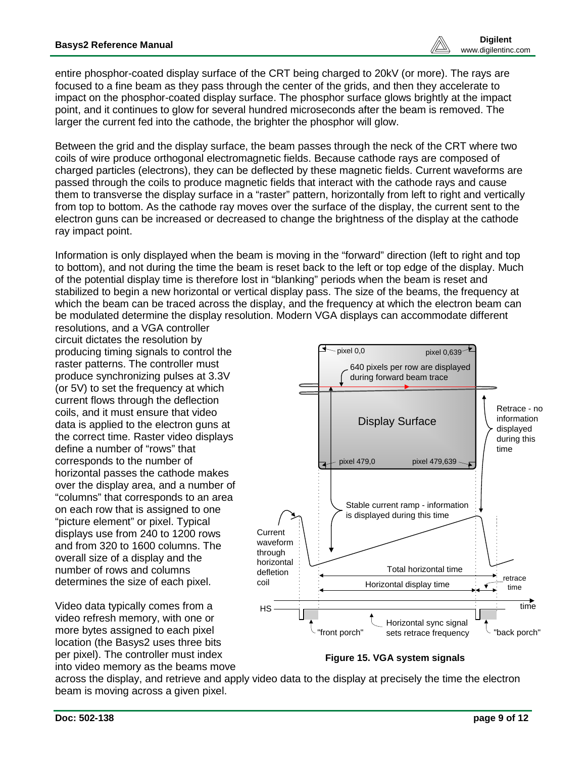entire phosphor-coated display surface of the CRT being charged to 20kV (or more). The rays are focused to a fine beam as they pass through the center of the grids, and then they accelerate to impact on the phosphor-coated display surface. The phosphor surface glows brightly at the impact point, and it continues to glow for several hundred microseconds after the beam is removed. The larger the current fed into the cathode, the brighter the phosphor will glow.

Between the grid and the display surface, the beam passes through the neck of the CRT where two coils of wire produce orthogonal electromagnetic fields. Because cathode rays are composed of charged particles (electrons), they can be deflected by these magnetic fields. Current waveforms are passed through the coils to produce magnetic fields that interact with the cathode rays and cause them to transverse the display surface in a "raster" pattern, horizontally from left to right and vertically from top to bottom. As the cathode ray moves over the surface of the display, the current sent to the electron guns can be increased or decreased to change the brightness of the display at the cathode ray impact point.

Information is only displayed when the beam is moving in the "forward" direction (left to right and top to bottom), and not during the time the beam is reset back to the left or top edge of the display. Much of the potential display time is therefore lost in "blanking" periods when the beam is reset and stabilized to begin a new horizontal or vertical display pass. The size of the beams, the frequency at which the beam can be traced across the display, and the frequency at which the electron beam can be modulated determine the display resolution. Modern VGA displays can accommodate different resolutions, and a VGA controller circuit dictates the resolution by producing timing signals to control the raster patterns. The controller must produce synchronizing pulses at 3.3V (or 5V) to set the frequency at which current flows through the deflection coils, and it must ensure that video data is applied to the electron guns at the correct time. Raster video displays define a number of "rows" that corresponds to the number of horizontal passes the cathode makes over the display area, and a number of "columns" that corresponds to an area on each row that is assigned to one "picture element" or pixel. Typical displays use from 240 to 1200 rows and from 320 to 1600 columns. The overall size of a display and the number of rows and columns determines the size of each pixel.

Video data typically comes from a video refresh memory, with one or more bytes assigned to each pixel location (the Basys2 uses three bits per pixel). The controller must index into video memory as the beams move across the display, and retrieve and apply video data to the display at precisely the time the electron beam is moving across a given pixel.

**Figure 15. VGA system signals**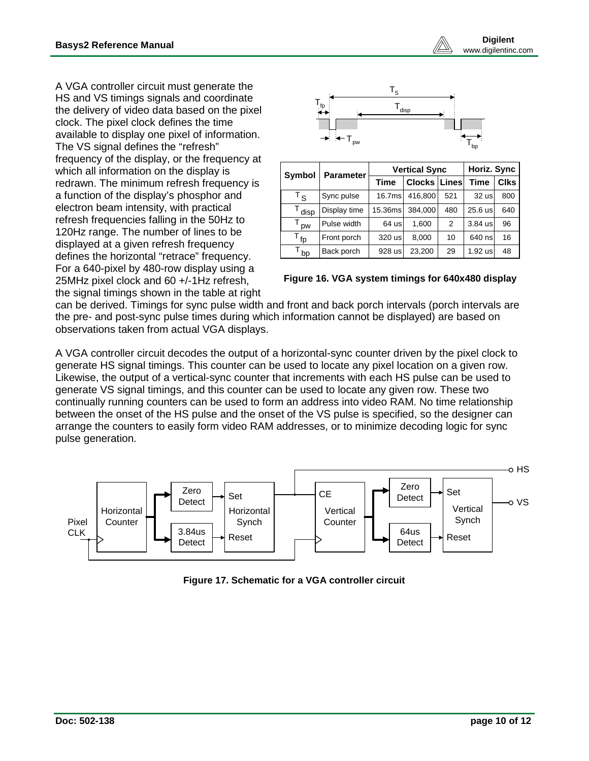A VGA controller circuit must generate the HS and VS timings signals and coordinate the delivery of video data based on the pixel clock. The pixel clock defines the time available to display one pixel of information. The VS signal defines the "refresh" frequency of the display, or the frequency at which all information on the display is redrawn. The minimum refresh frequency is a function of the display's phosphor and electron beam intensity, with practical refresh frequencies falling in the 50Hz to 120Hz range. The number of lines to be displayed at a given refresh frequency defines the horizontal "retrace" frequency. For a 640-pixel by 480-row display using a 25MHz pixel clock and 60 +/-1Hz refresh, the signal timings shown in the table at right can be derived. Timings for sync pulse width and front and back porch intervals (porch intervals are the pre- and post-sync pulse times during which information cannot be displayed) are based on observations taken from actual VGA displays.

| Symbol | Parameter | Vertical Sync | | | Horiz. Sync | |
|---|---|---|---|---|---|---|
| | | Time | Clocks | Lines | Time | Clks |
| $T_S$ | Sync pulse | 16.7ms | 416,800 | 521 | 32 us | 800 |
| $T_{disp}$ | Display time | 15.36ms | 384,000 | 480 | 25.6 us | 640 |
| $T_{pw}$ | Pulse width | 64 us | 1,600 | 2 | 3.84 us | 96 |
| $T_{fp}$ | Front porch | 320 us | 8,000 | 10 | 640 ns | 16 |
| $T_{bp}$ | Back porch | 928 us | 23,200 | 29 | 1.92 us | 48 |

**Figure 16. VGA system timings for 640x480 display**

A VGA controller circuit decodes the output of a horizontal-sync counter driven by the pixel clock to generate HS signal timings. This counter can be used to locate any pixel location on a given row. Likewise, the output of a vertical-sync counter that increments with each HS pulse can be used to generate VS signal timings, and this counter can be used to locate any given row. These two continually running counters can be used to form an address into video RAM. No time relationship between the onset of the HS pulse and the onset of the VS pulse is specified, so the designer can arrange the counters to easily form video RAM addresses, or to minimize decoding logic for sync pulse generation.

**Figure 17. Schematic for a VGA controller circuit**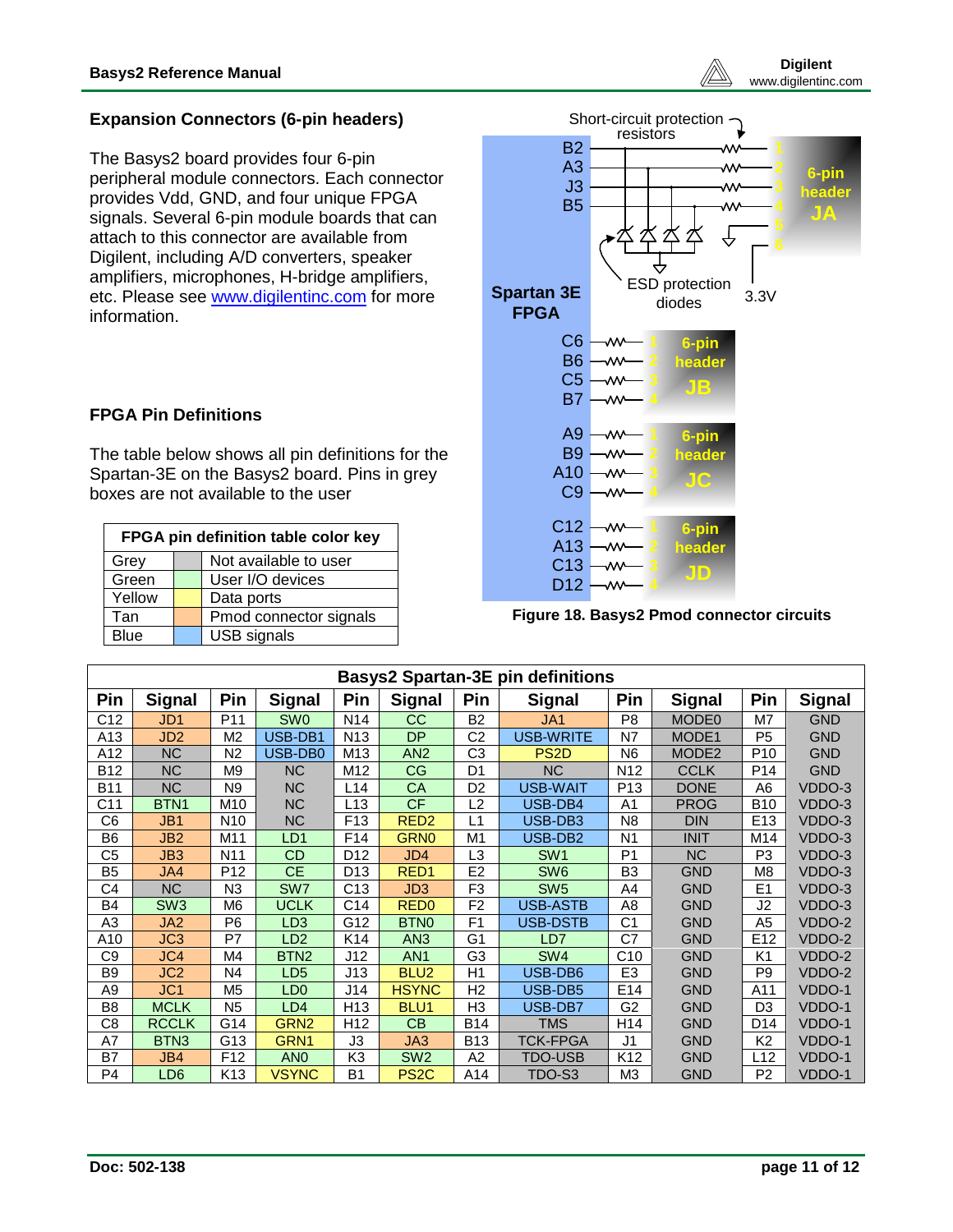## Expansion Connectors (6-pin headers)

The Basys2 board provides four 6-pin peripheral module connectors. Each connector provides Vdd, GND, and four unique FPGA signals. Several 6-pin module boards that can attach to this connector are available from Digilent, including A/D converters, speaker amplifiers, microphones, H-bridge amplifiers, etc. Please see www.digilentinc.com for more information.

## FPGA Pin Definitions

The table below shows all pin definitions for the Spartan-3E on the Basys2 board. Pins in grey boxes are not available to the user

| FPGA pin definition table color key | | |
|---|---|---|
| Grey | | Not available to user |
| Green | | User I/O devices |
| Yellow | | Data ports |
| Tan | | Pmod connector signals |
| Blue | | USB signals |

Figure 18. Basys2 Pmod connector circuits

| Pin | Signal | Pin | Signal | Pin | Signal | Pin | Signal | Pin | Signal | Pin | Signal |
|---|---|---|---|---|---|---|---|---|---|---|---|
| C12 | JD1 | P11 | SW0 | N14 | CC | B2 | JA1 | P8 | MODE0 | M7 | GND |
| A13 | JD2 | M2 | USB-DB1 | N13 | DP | C2 | USB-WRITE | N7 | MODE1 | P5 | GND |
| A12 | NC | N2 | USB-DB0 | M13 | AN2 | C3 | PS2D | N6 | MODE2 | P10 | GND |
| B12 | NC | M9 | NC | M12 | CG | D1 | NC | N12 | CCLK | P14 | GND |
| B11 | NC | N9 | NC | L14 | CA | D2 | USB-WAIT | P13 | DONE | A6 | VDDO-3 |
| C11 | BTN1 | M10 | NC | L13 | CF | L2 | USB-DB4 | A1 | PROG | B10 | VDDO-3 |
| C6 | JB1 | N10 | NC | F13 | RED2 | L1 | USB-DB3 | N8 | DIN | E13 | VDDO-3 |
| B6 | JB2 | M11 | LD1 | F14 | GRN0 | M1 | USB-DB2 | N1 | INIT | M14 | VDDO-3 |
| C5 | JB3 | N11 | CD | D12 | JD4 | L3 | SW1 | P1 | NC | P3 | VDDO-3 |
| B5 | JA4 | P12 | CE | D13 | RED1 | E2 | SW6 | B3 | GND | M8 | VDDO-3 |
| C4 | NC | N3 | SW7 | C13 | JD3 | F3 | SW5 | A4 | GND | E1 | VDDO-3 |
| B4 | SW3 | M6 | UCLK | C14 | RED0 | F2 | USB-ASTB | A8 | GND | J2 | VDDO-3 |
| A3 | JA2 | P6 | LD3 | G12 | BTN0 | F1 | USB-DSTB | C1 | GND | A5 | VDDO-2 |
| A10 | JC3 | P7 | LD2 | K14 | AN3 | G1 | LD7 | C7 | GND | E12 | VDDO-2 |
| C9 | JC4 | M4 | BTN2 | J12 | AN1 | G3 | SW4 | C10 | GND | K1 | VDDO-2 |
| B9 | JC2 | N4 | LD5 | J13 | BLU2 | H1 | USB-DB6 | E3 | GND | P9 | VDDO-2 |
| A9 | JC1 | M5 | LD0 | J14 | HSYNC | H2 | USB-DB5 | E14 | GND | A11 | VDDO-1 |
| B8 | MCLK | N5 | LD4 | H13 | BLU1 | H3 | USB-DB7 | G2 | GND | D3 | VDDO-1 |
| C8 | RCCLK | G14 | GRN2 | H12 | CB | B14 | TMS | H14 | GND | D14 | VDDO-1 |
| A7 | BTN3 | G13 | GRN1 | J3 | JA3 | B13 | TCK-FPGA | J1 | GND | K2 | VDDO-1 |
| B7 | JB4 | F12 | AN0 | K3 | SW2 | A2 | TDO-USB | K12 | GND | L12 | VDDO-1 |
| P4 | LD6 | K13 | VSYNC | B1 | PS2C | A14 | TDO-S3 | M3 | GND | P2 | VDDO-1 |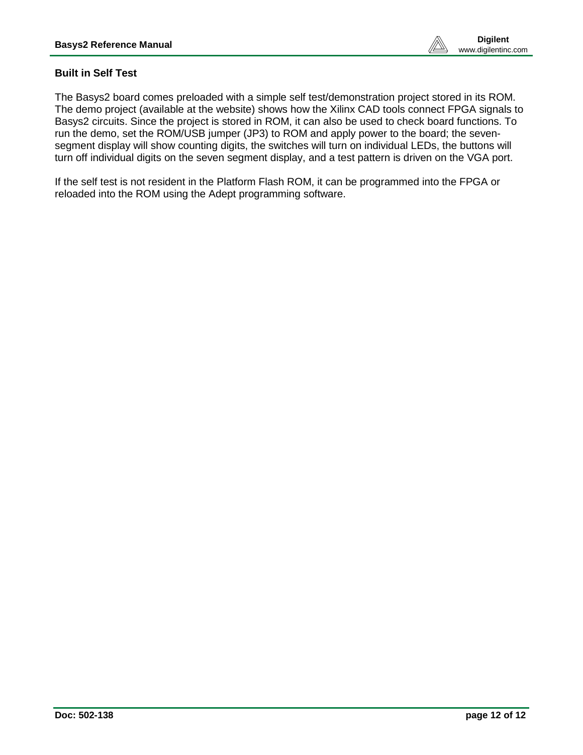## Built in Self Test

The Basys2 board comes preloaded with a simple self test/demonstration project stored in its ROM. The demo project (available at the website) shows how the Xilinx CAD tools connect FPGA signals to Basys2 circuits. Since the project is stored in ROM, it can also be used to check board functions. To run the demo, set the ROM/USB jumper (JP3) to ROM and apply power to the board; the seven-segment display will show counting digits, the switches will turn on individual LEDs, the buttons will turn off individual digits on the seven segment display, and a test pattern is driven on the VGA port.

If the self test is not resident in the Platform Flash ROM, it can be programmed into the FPGA or reloaded into the ROM using the Adept programming software.